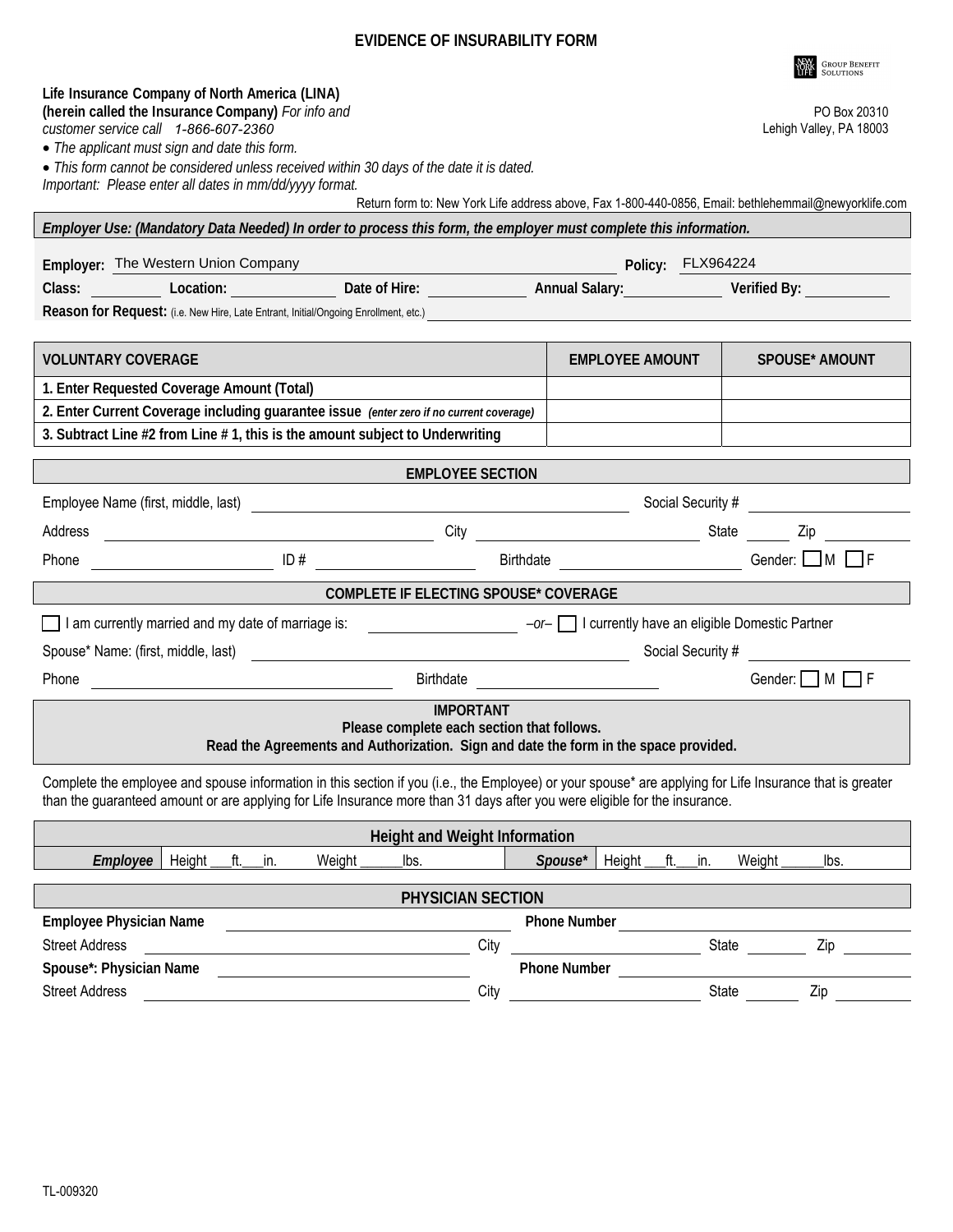# EVIDENCE OF INSURABILITY FORM

New York Life Group Benefit Solutions

**Life Insurance Company of North America (LINA)**
**(herein called the Insurance Company)** *For info and customer service call 1-866-607-2360*

PO Box 20310
Lehigh Valley, PA 18003

- *The applicant must sign and date this form.*
- *This form cannot be considered unless received within 30 days of the date it is dated.*

*Important: Please enter all dates in mm/dd/yyyy format.*

Return form to: New York Life address above, Fax 1-800-440-0856, Email: bethlehemmail@newyorklife.com

***Employer Use: (Mandatory Data Needed) In order to process this form, the employer must complete this information.***

**Employer:** The Western Union Company **Policy:** FLX964224

**Class:** ________ **Location:** ________ **Date of Hire:** ________ **Annual Salary:** ________ **Verified By:** ________

**Reason for Request:** (i.e. New Hire, Late Entrant, Initial/Ongoing Enrollment, etc.) ________

| VOLUNTARY COVERAGE | EMPLOYEE AMOUNT | SPOUSE* AMOUNT |
|---|---|---|
| **1. Enter Requested Coverage Amount (Total)** | | |
| **2. Enter Current Coverage including guarantee issue** *(enter zero if no current coverage)* | | |
| **3. Subtract Line #2 from Line # 1, this is the amount subject to Underwriting** | | |

## EMPLOYEE SECTION

Employee Name (first, middle, last) ________ Social Security # ________

Address ________ City ________ State ____ Zip ________

Phone ________ ID # ________ Birthdate ________ Gender: ☐ M ☐ F

## COMPLETE IF ELECTING SPOUSE* COVERAGE

☐ I am currently married and my date of marriage is: ________ *–or–* ☐ I currently have an eligible Domestic Partner

Spouse* Name: (first, middle, last) ________ Social Security # ________

Phone ________ Birthdate ________ Gender: ☐ M ☐ F

**IMPORTANT**
**Please complete each section that follows.**
**Read the Agreements and Authorization. Sign and date the form in the space provided.**

Complete the employee and spouse information in this section if you (i.e., the Employee) or your spouse* are applying for Life Insurance that is greater than the guaranteed amount or are applying for Life Insurance more than 31 days after you were eligible for the insurance.

## Height and Weight Information

| | | | |
|---|---|---|---|
| ***Employee*** | Height \_\_\_ft.\_\_\_in. Weight \_\_\_\_\_\_lbs. | ***Spouse**** | Height \_\_\_ft.\_\_\_in. Weight \_\_\_\_\_\_lbs. |

## PHYSICIAN SECTION

**Employee Physician Name** ________ **Phone Number** ________

Street Address ________ City ________ State ________ Zip ________

**Spouse*: Physician Name** ________ **Phone Number** ________

Street Address ________ City ________ State ________ Zip ________

TL-009320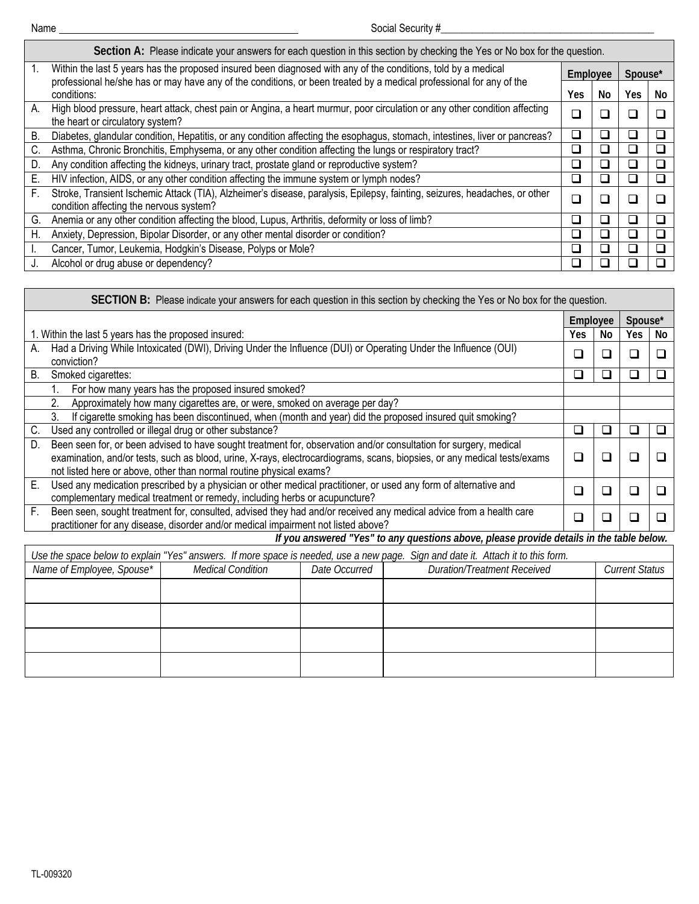Name ______________________________________________ Social Security #_________________________________________

| **Section A:** Please indicate your answers for each question in this section by checking the Yes or No box for the question. | | Employee | | Spouse* | |
|---|---|---|---|---|---|
| 1. | Within the last 5 years has the proposed insured been diagnosed with any of the conditions, told by a medical professional he/she has or may have any of the conditions, or been treated by a medical professional for any of the conditions: | Yes | No | Yes | No |
| A. | High blood pressure, heart attack, chest pain or Angina, a heart murmur, poor circulation or any other condition affecting the heart or circulatory system? | ❑ | ❑ | ❑ | ❑ |
| B. | Diabetes, glandular condition, Hepatitis, or any condition affecting the esophagus, stomach, intestines, liver or pancreas? | ❑ | ❑ | ❑ | ❑ |
| C. | Asthma, Chronic Bronchitis, Emphysema, or any other condition affecting the lungs or respiratory tract? | ❑ | ❑ | ❑ | ❑ |
| D. | Any condition affecting the kidneys, urinary tract, prostate gland or reproductive system? | ❑ | ❑ | ❑ | ❑ |
| E. | HIV infection, AIDS, or any other condition affecting the immune system or lymph nodes? | ❑ | ❑ | ❑ | ❑ |
| F. | Stroke, Transient Ischemic Attack (TIA), Alzheimer's disease, paralysis, Epilepsy, fainting, seizures, headaches, or other condition affecting the nervous system? | ❑ | ❑ | ❑ | ❑ |
| G. | Anemia or any other condition affecting the blood, Lupus, Arthritis, deformity or loss of limb? | ❑ | ❑ | ❑ | ❑ |
| H. | Anxiety, Depression, Bipolar Disorder, or any other mental disorder or condition? | ❑ | ❑ | ❑ | ❑ |
| I. | Cancer, Tumor, Leukemia, Hodgkin's Disease, Polyps or Mole? | ❑ | ❑ | ❑ | ❑ |
| J. | Alcohol or drug abuse or dependency? | ❑ | ❑ | ❑ | ❑ |

| **SECTION B:** Please indicate your answers for each question in this section by checking the Yes or No box for the question. | | Employee | | Spouse* | |
|---|---|---|---|---|---|
| 1. Within the last 5 years has the proposed insured: | | Yes | No | Yes | No |
| A. | Had a Driving While Intoxicated (DWI), Driving Under the Influence (DUI) or Operating Under the Influence (OUI) conviction? | ❑ | ❑ | ❑ | ❑ |
| B. | Smoked cigarettes: | ❑ | ❑ | ❑ | ❑ |
| | 1. For how many years has the proposed insured smoked? | | | | |
| | 2. Approximately how many cigarettes are, or were, smoked on average per day? | | | | |
| | 3. If cigarette smoking has been discontinued, when (month and year) did the proposed insured quit smoking? | | | | |
| C. | Used any controlled or illegal drug or other substance? | ❑ | ❑ | ❑ | ❑ |
| D. | Been seen for, or been advised to have sought treatment for, observation and/or consultation for surgery, medical examination, and/or tests, such as blood, urine, X-rays, electrocardiograms, scans, biopsies, or any medical tests/exams not listed here or above, other than normal routine physical exams? | ❑ | ❑ | ❑ | ❑ |
| E. | Used any medication prescribed by a physician or other medical practitioner, or used any form of alternative and complementary medical treatment or remedy, including herbs or acupuncture? | ❑ | ❑ | ❑ | ❑ |
| F. | Been seen, sought treatment for, consulted, advised they had and/or received any medical advice from a health care practitioner for any disease, disorder and/or medical impairment not listed above? | ❑ | ❑ | ❑ | ❑ |

***If you answered "Yes" to any questions above, please provide details in the table below.***

*Use the space below to explain "Yes" answers. If more space is needed, use a new page. Sign and date it. Attach it to this form.*

| *Name of Employee, Spouse** | *Medical Condition* | *Date Occurred* | *Duration/Treatment Received* | *Current Status* |
|---|---|---|---|---|
| | | | | |
| | | | | |
| | | | | |
| | | | | |

TL-009320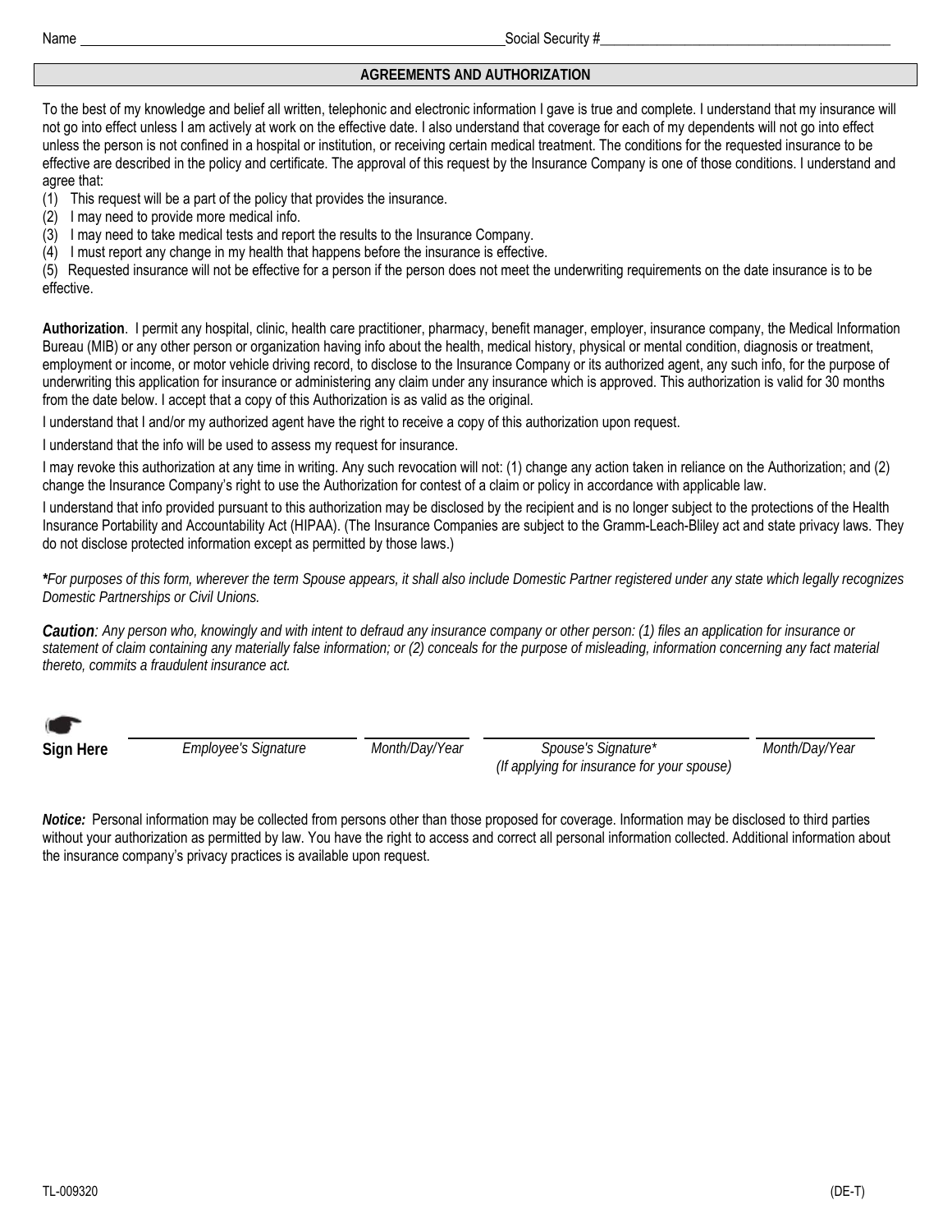Name ______________________________ Social Security #______________________________

## AGREEMENTS AND AUTHORIZATION

To the best of my knowledge and belief all written, telephonic and electronic information I gave is true and complete. I understand that my insurance will not go into effect unless I am actively at work on the effective date. I also understand that coverage for each of my dependents will not go into effect unless the person is not confined in a hospital or institution, or receiving certain medical treatment. The conditions for the requested insurance to be effective are described in the policy and certificate. The approval of this request by the Insurance Company is one of those conditions. I understand and agree that:

(1) This request will be a part of the policy that provides the insurance.
(2) I may need to provide more medical info.
(3) I may need to take medical tests and report the results to the Insurance Company.
(4) I must report any change in my health that happens before the insurance is effective.
(5) Requested insurance will not be effective for a person if the person does not meet the underwriting requirements on the date insurance is to be effective.

**Authorization**. I permit any hospital, clinic, health care practitioner, pharmacy, benefit manager, employer, insurance company, the Medical Information Bureau (MIB) or any other person or organization having info about the health, medical history, physical or mental condition, diagnosis or treatment, employment or income, or motor vehicle driving record, to disclose to the Insurance Company or its authorized agent, any such info, for the purpose of underwriting this application for insurance or administering any claim under any insurance which is approved. This authorization is valid for 30 months from the date below. I accept that a copy of this Authorization is as valid as the original.

I understand that I and/or my authorized agent have the right to receive a copy of this authorization upon request.

I understand that the info will be used to assess my request for insurance.

I may revoke this authorization at any time in writing. Any such revocation will not: (1) change any action taken in reliance on the Authorization; and (2) change the Insurance Company's right to use the Authorization for contest of a claim or policy in accordance with applicable law.

I understand that info provided pursuant to this authorization may be disclosed by the recipient and is no longer subject to the protections of the Health Insurance Portability and Accountability Act (HIPAA). (The Insurance Companies are subject to the Gramm-Leach-Bliley act and state privacy laws. They do not disclose protected information except as permitted by those laws.)

***For purposes of this form, wherever the term Spouse appears, it shall also include Domestic Partner registered under any state which legally recognizes Domestic Partnerships or Civil Unions.*

***Caution**: Any person who, knowingly and with intent to defraud any insurance company or other person: (1) files an application for insurance or statement of claim containing any materially false information; or (2) conceals for the purpose of misleading, information concerning any fact material thereto, commits a fraudulent insurance act.*

**Sign Here** ______________________ *Employee's Signature* __________ *Month/Day/Year* ______________________ *Spouse's Signature\* (If applying for insurance for your spouse)* __________ *Month/Day/Year*

***Notice:*** Personal information may be collected from persons other than those proposed for coverage. Information may be disclosed to third parties without your authorization as permitted by law. You have the right to access and correct all personal information collected. Additional information about the insurance company's privacy practices is available upon request.

TL-009320 (DE-T)